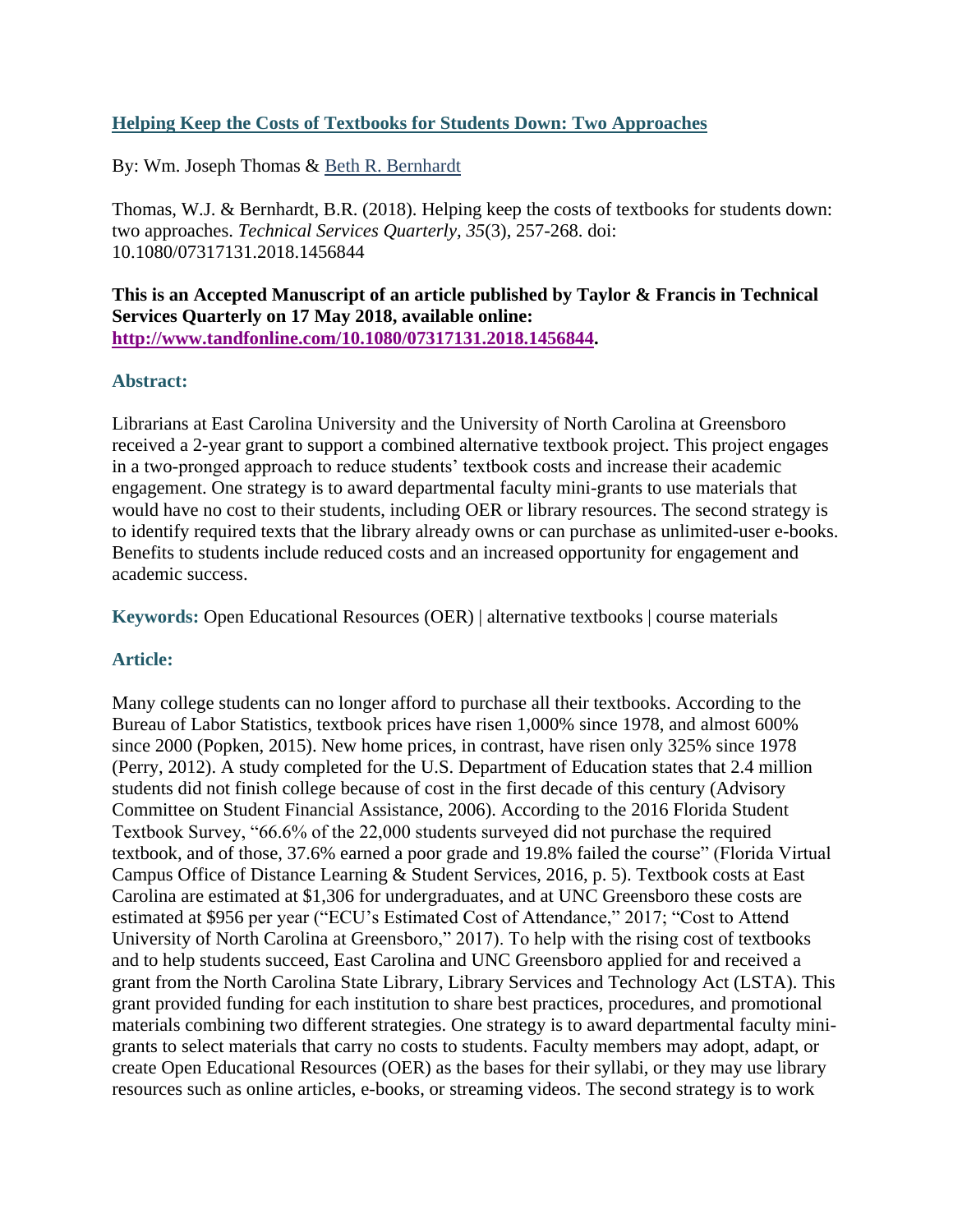# [Helping Keep the Costs of Textbooks for Students Down: Two Approaches](#)

By: Wm. Joseph Thomas & [Beth R. Bernhardt](#)

Thomas, W.J. & Bernhardt, B.R. (2018). Helping keep the costs of textbooks for students down: two approaches. *Technical Services Quarterly, 35*(3), 257-268. doi: 10.1080/07317131.2018.1456844

**This is an Accepted Manuscript of an article published by Taylor & Francis in Technical Services Quarterly on 17 May 2018, available online: [http://www.tandfonline.com/10.1080/07317131.2018.1456844](http://www.tandfonline.com/10.1080/07317131.2018.1456844).**

## Abstract:

Librarians at East Carolina University and the University of North Carolina at Greensboro received a 2-year grant to support a combined alternative textbook project. This project engages in a two-pronged approach to reduce students' textbook costs and increase their academic engagement. One strategy is to award departmental faculty mini-grants to use materials that would have no cost to their students, including OER or library resources. The second strategy is to identify required texts that the library already owns or can purchase as unlimited-user e-books. Benefits to students include reduced costs and an increased opportunity for engagement and academic success.

**Keywords:** Open Educational Resources (OER) | alternative textbooks | course materials

## Article:

Many college students can no longer afford to purchase all their textbooks. According to the Bureau of Labor Statistics, textbook prices have risen 1,000% since 1978, and almost 600% since 2000 (Popken, 2015). New home prices, in contrast, have risen only 325% since 1978 (Perry, 2012). A study completed for the U.S. Department of Education states that 2.4 million students did not finish college because of cost in the first decade of this century (Advisory Committee on Student Financial Assistance, 2006). According to the 2016 Florida Student Textbook Survey, "66.6% of the 22,000 students surveyed did not purchase the required textbook, and of those, 37.6% earned a poor grade and 19.8% failed the course" (Florida Virtual Campus Office of Distance Learning & Student Services, 2016, p. 5). Textbook costs at East Carolina are estimated at $1,306 for undergraduates, and at UNC Greensboro these costs are estimated at $956 per year ("ECU's Estimated Cost of Attendance," 2017; "Cost to Attend University of North Carolina at Greensboro," 2017). To help with the rising cost of textbooks and to help students succeed, East Carolina and UNC Greensboro applied for and received a grant from the North Carolina State Library, Library Services and Technology Act (LSTA). This grant provided funding for each institution to share best practices, procedures, and promotional materials combining two different strategies. One strategy is to award departmental faculty mini-grants to select materials that carry no costs to students. Faculty members may adopt, adapt, or create Open Educational Resources (OER) as the bases for their syllabi, or they may use library resources such as online articles, e-books, or streaming videos. The second strategy is to work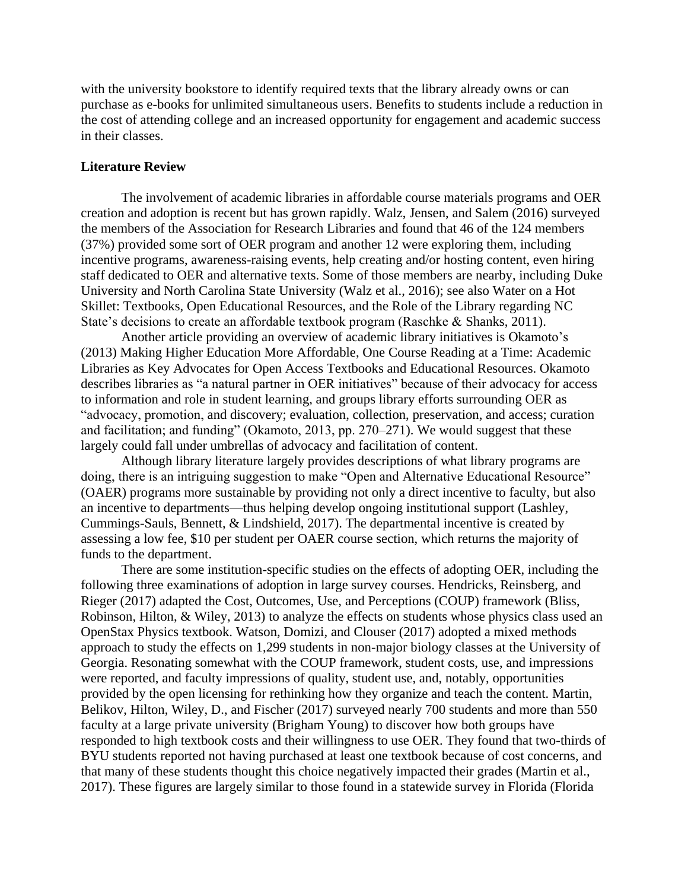with the university bookstore to identify required texts that the library already owns or can purchase as e-books for unlimited simultaneous users. Benefits to students include a reduction in the cost of attending college and an increased opportunity for engagement and academic success in their classes.

**Literature Review**

The involvement of academic libraries in affordable course materials programs and OER creation and adoption is recent but has grown rapidly. Walz, Jensen, and Salem (2016) surveyed the members of the Association for Research Libraries and found that 46 of the 124 members (37%) provided some sort of OER program and another 12 were exploring them, including incentive programs, awareness-raising events, help creating and/or hosting content, even hiring staff dedicated to OER and alternative texts. Some of those members are nearby, including Duke University and North Carolina State University (Walz et al., 2016); see also Water on a Hot Skillet: Textbooks, Open Educational Resources, and the Role of the Library regarding NC State's decisions to create an affordable textbook program (Raschke & Shanks, 2011).

Another article providing an overview of academic library initiatives is Okamoto's (2013) Making Higher Education More Affordable, One Course Reading at a Time: Academic Libraries as Key Advocates for Open Access Textbooks and Educational Resources. Okamoto describes libraries as "a natural partner in OER initiatives" because of their advocacy for access to information and role in student learning, and groups library efforts surrounding OER as "advocacy, promotion, and discovery; evaluation, collection, preservation, and access; curation and facilitation; and funding" (Okamoto, 2013, pp. 270–271). We would suggest that these largely could fall under umbrellas of advocacy and facilitation of content.

Although library literature largely provides descriptions of what library programs are doing, there is an intriguing suggestion to make "Open and Alternative Educational Resource" (OAER) programs more sustainable by providing not only a direct incentive to faculty, but also an incentive to departments—thus helping develop ongoing institutional support (Lashley, Cummings-Sauls, Bennett, & Lindshield, 2017). The departmental incentive is created by assessing a low fee, $10 per student per OAER course section, which returns the majority of funds to the department.

There are some institution-specific studies on the effects of adopting OER, including the following three examinations of adoption in large survey courses. Hendricks, Reinsberg, and Rieger (2017) adapted the Cost, Outcomes, Use, and Perceptions (COUP) framework (Bliss, Robinson, Hilton, & Wiley, 2013) to analyze the effects on students whose physics class used an OpenStax Physics textbook. Watson, Domizi, and Clouser (2017) adopted a mixed methods approach to study the effects on 1,299 students in non-major biology classes at the University of Georgia. Resonating somewhat with the COUP framework, student costs, use, and impressions were reported, and faculty impressions of quality, student use, and, notably, opportunities provided by the open licensing for rethinking how they organize and teach the content. Martin, Belikov, Hilton, Wiley, D., and Fischer (2017) surveyed nearly 700 students and more than 550 faculty at a large private university (Brigham Young) to discover how both groups have responded to high textbook costs and their willingness to use OER. They found that two-thirds of BYU students reported not having purchased at least one textbook because of cost concerns, and that many of these students thought this choice negatively impacted their grades (Martin et al., 2017). These figures are largely similar to those found in a statewide survey in Florida (Florida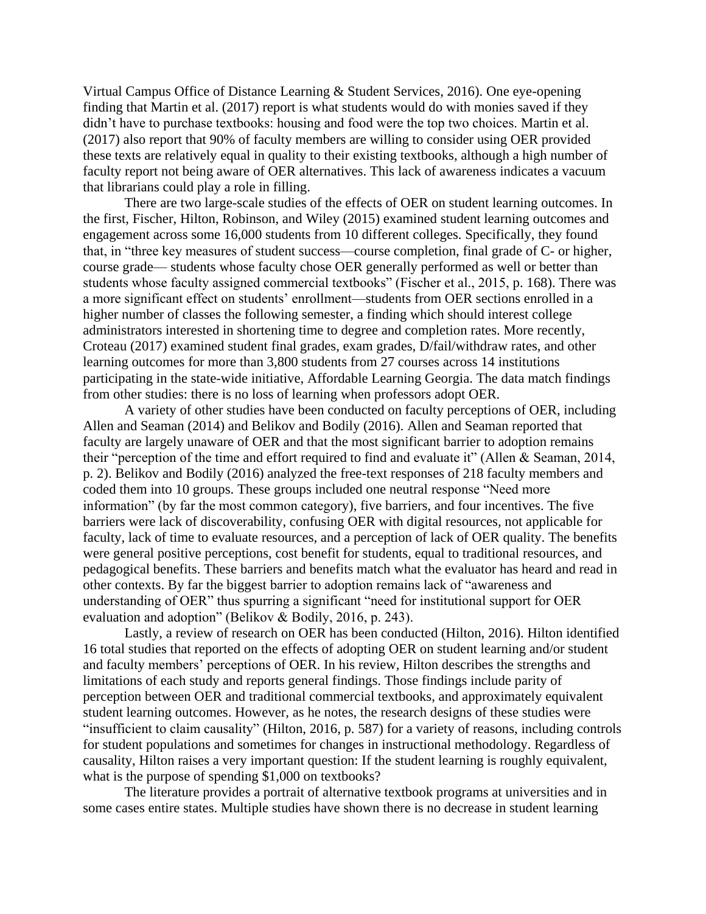Virtual Campus Office of Distance Learning & Student Services, 2016). One eye-opening finding that Martin et al. (2017) report is what students would do with monies saved if they didn't have to purchase textbooks: housing and food were the top two choices. Martin et al. (2017) also report that 90% of faculty members are willing to consider using OER provided these texts are relatively equal in quality to their existing textbooks, although a high number of faculty report not being aware of OER alternatives. This lack of awareness indicates a vacuum that librarians could play a role in filling.

There are two large-scale studies of the effects of OER on student learning outcomes. In the first, Fischer, Hilton, Robinson, and Wiley (2015) examined student learning outcomes and engagement across some 16,000 students from 10 different colleges. Specifically, they found that, in "three key measures of student success—course completion, final grade of C- or higher, course grade— students whose faculty chose OER generally performed as well or better than students whose faculty assigned commercial textbooks" (Fischer et al., 2015, p. 168). There was a more significant effect on students' enrollment—students from OER sections enrolled in a higher number of classes the following semester, a finding which should interest college administrators interested in shortening time to degree and completion rates. More recently, Croteau (2017) examined student final grades, exam grades, D/fail/withdraw rates, and other learning outcomes for more than 3,800 students from 27 courses across 14 institutions participating in the state-wide initiative, Affordable Learning Georgia. The data match findings from other studies: there is no loss of learning when professors adopt OER.

A variety of other studies have been conducted on faculty perceptions of OER, including Allen and Seaman (2014) and Belikov and Bodily (2016). Allen and Seaman reported that faculty are largely unaware of OER and that the most significant barrier to adoption remains their "perception of the time and effort required to find and evaluate it" (Allen & Seaman, 2014, p. 2). Belikov and Bodily (2016) analyzed the free-text responses of 218 faculty members and coded them into 10 groups. These groups included one neutral response "Need more information" (by far the most common category), five barriers, and four incentives. The five barriers were lack of discoverability, confusing OER with digital resources, not applicable for faculty, lack of time to evaluate resources, and a perception of lack of OER quality. The benefits were general positive perceptions, cost benefit for students, equal to traditional resources, and pedagogical benefits. These barriers and benefits match what the evaluator has heard and read in other contexts. By far the biggest barrier to adoption remains lack of "awareness and understanding of OER" thus spurring a significant "need for institutional support for OER evaluation and adoption" (Belikov & Bodily, 2016, p. 243).

Lastly, a review of research on OER has been conducted (Hilton, 2016). Hilton identified 16 total studies that reported on the effects of adopting OER on student learning and/or student and faculty members' perceptions of OER. In his review, Hilton describes the strengths and limitations of each study and reports general findings. Those findings include parity of perception between OER and traditional commercial textbooks, and approximately equivalent student learning outcomes. However, as he notes, the research designs of these studies were "insufficient to claim causality" (Hilton, 2016, p. 587) for a variety of reasons, including controls for student populations and sometimes for changes in instructional methodology. Regardless of causality, Hilton raises a very important question: If the student learning is roughly equivalent, what is the purpose of spending $1,000 on textbooks?

The literature provides a portrait of alternative textbook programs at universities and in some cases entire states. Multiple studies have shown there is no decrease in student learning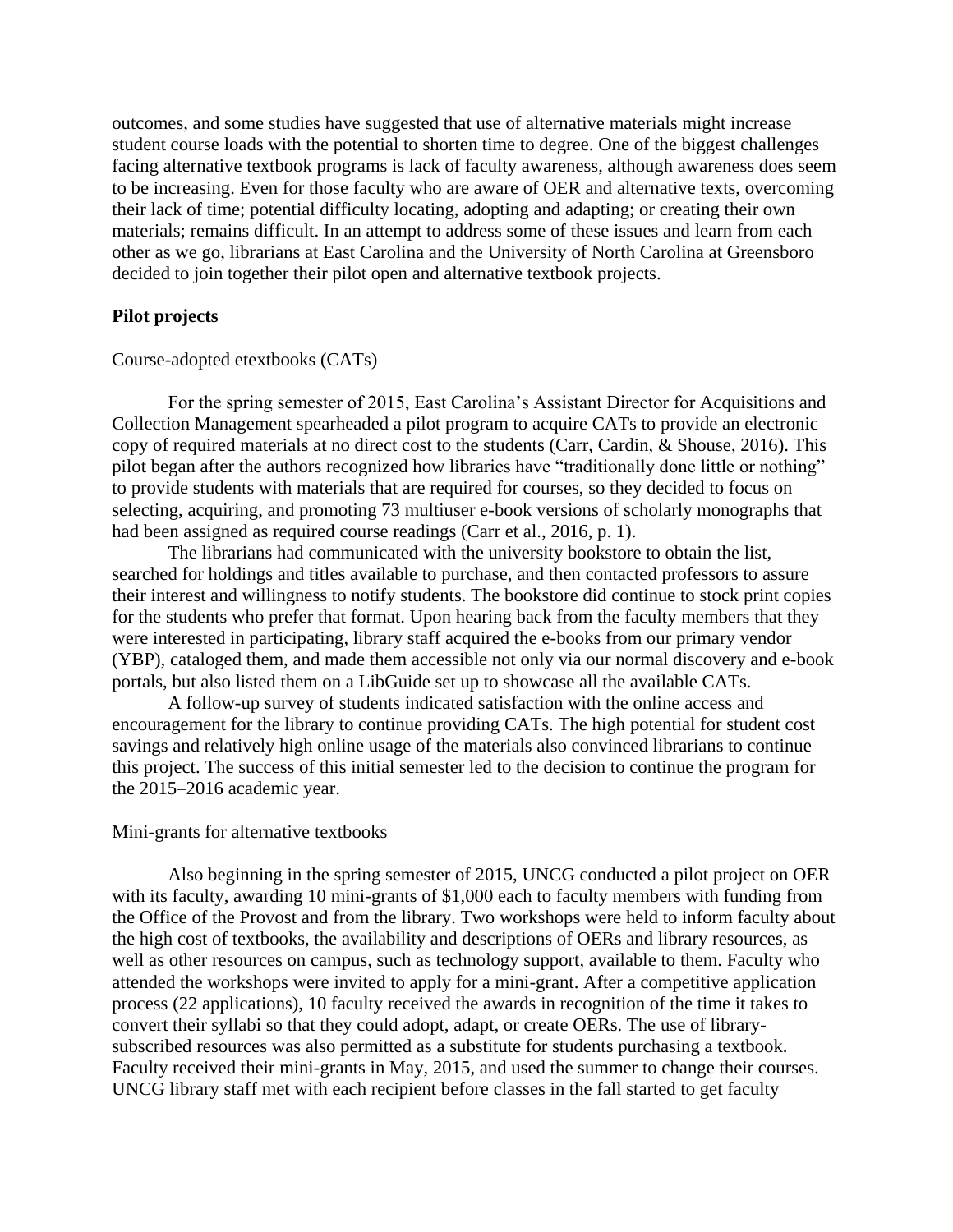outcomes, and some studies have suggested that use of alternative materials might increase student course loads with the potential to shorten time to degree. One of the biggest challenges facing alternative textbook programs is lack of faculty awareness, although awareness does seem to be increasing. Even for those faculty who are aware of OER and alternative texts, overcoming their lack of time; potential difficulty locating, adopting and adapting; or creating their own materials; remains difficult. In an attempt to address some of these issues and learn from each other as we go, librarians at East Carolina and the University of North Carolina at Greensboro decided to join together their pilot open and alternative textbook projects.

## Pilot projects

### Course-adopted etextbooks (CATs)

For the spring semester of 2015, East Carolina's Assistant Director for Acquisitions and Collection Management spearheaded a pilot program to acquire CATs to provide an electronic copy of required materials at no direct cost to the students (Carr, Cardin, & Shouse, 2016). This pilot began after the authors recognized how libraries have "traditionally done little or nothing" to provide students with materials that are required for courses, so they decided to focus on selecting, acquiring, and promoting 73 multiuser e-book versions of scholarly monographs that had been assigned as required course readings (Carr et al., 2016, p. 1).

The librarians had communicated with the university bookstore to obtain the list, searched for holdings and titles available to purchase, and then contacted professors to assure their interest and willingness to notify students. The bookstore did continue to stock print copies for the students who prefer that format. Upon hearing back from the faculty members that they were interested in participating, library staff acquired the e-books from our primary vendor (YBP), cataloged them, and made them accessible not only via our normal discovery and e-book portals, but also listed them on a LibGuide set up to showcase all the available CATs.

A follow-up survey of students indicated satisfaction with the online access and encouragement for the library to continue providing CATs. The high potential for student cost savings and relatively high online usage of the materials also convinced librarians to continue this project. The success of this initial semester led to the decision to continue the program for the 2015–2016 academic year.

### Mini-grants for alternative textbooks

Also beginning in the spring semester of 2015, UNCG conducted a pilot project on OER with its faculty, awarding 10 mini-grants of $1,000 each to faculty members with funding from the Office of the Provost and from the library. Two workshops were held to inform faculty about the high cost of textbooks, the availability and descriptions of OERs and library resources, as well as other resources on campus, such as technology support, available to them. Faculty who attended the workshops were invited to apply for a mini-grant. After a competitive application process (22 applications), 10 faculty received the awards in recognition of the time it takes to convert their syllabi so that they could adopt, adapt, or create OERs. The use of library-subscribed resources was also permitted as a substitute for students purchasing a textbook. Faculty received their mini-grants in May, 2015, and used the summer to change their courses. UNCG library staff met with each recipient before classes in the fall started to get faculty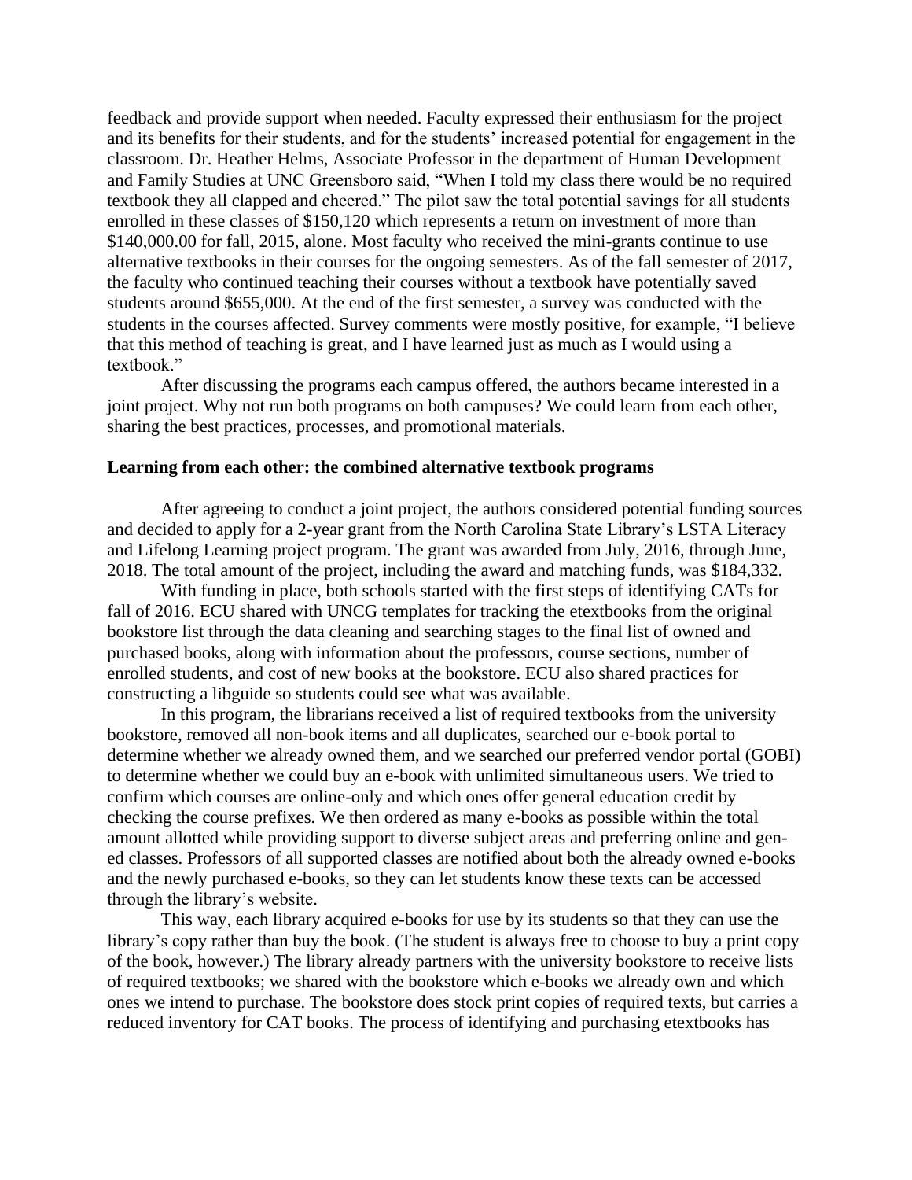feedback and provide support when needed. Faculty expressed their enthusiasm for the project and its benefits for their students, and for the students' increased potential for engagement in the classroom. Dr. Heather Helms, Associate Professor in the department of Human Development and Family Studies at UNC Greensboro said, "When I told my class there would be no required textbook they all clapped and cheered." The pilot saw the total potential savings for all students enrolled in these classes of $150,120 which represents a return on investment of more than $140,000.00 for fall, 2015, alone. Most faculty who received the mini-grants continue to use alternative textbooks in their courses for the ongoing semesters. As of the fall semester of 2017, the faculty who continued teaching their courses without a textbook have potentially saved students around $655,000. At the end of the first semester, a survey was conducted with the students in the courses affected. Survey comments were mostly positive, for example, "I believe that this method of teaching is great, and I have learned just as much as I would using a textbook."

After discussing the programs each campus offered, the authors became interested in a joint project. Why not run both programs on both campuses? We could learn from each other, sharing the best practices, processes, and promotional materials.

**Learning from each other: the combined alternative textbook programs**

After agreeing to conduct a joint project, the authors considered potential funding sources and decided to apply for a 2-year grant from the North Carolina State Library's LSTA Literacy and Lifelong Learning project program. The grant was awarded from July, 2016, through June, 2018. The total amount of the project, including the award and matching funds, was $184,332.

With funding in place, both schools started with the first steps of identifying CATs for fall of 2016. ECU shared with UNCG templates for tracking the etextbooks from the original bookstore list through the data cleaning and searching stages to the final list of owned and purchased books, along with information about the professors, course sections, number of enrolled students, and cost of new books at the bookstore. ECU also shared practices for constructing a libguide so students could see what was available.

In this program, the librarians received a list of required textbooks from the university bookstore, removed all non-book items and all duplicates, searched our e-book portal to determine whether we already owned them, and we searched our preferred vendor portal (GOBI) to determine whether we could buy an e-book with unlimited simultaneous users. We tried to confirm which courses are online-only and which ones offer general education credit by checking the course prefixes. We then ordered as many e-books as possible within the total amount allotted while providing support to diverse subject areas and preferring online and gen-ed classes. Professors of all supported classes are notified about both the already owned e-books and the newly purchased e-books, so they can let students know these texts can be accessed through the library's website.

This way, each library acquired e-books for use by its students so that they can use the library's copy rather than buy the book. (The student is always free to choose to buy a print copy of the book, however.) The library already partners with the university bookstore to receive lists of required textbooks; we shared with the bookstore which e-books we already own and which ones we intend to purchase. The bookstore does stock print copies of required texts, but carries a reduced inventory for CAT books. The process of identifying and purchasing etextbooks has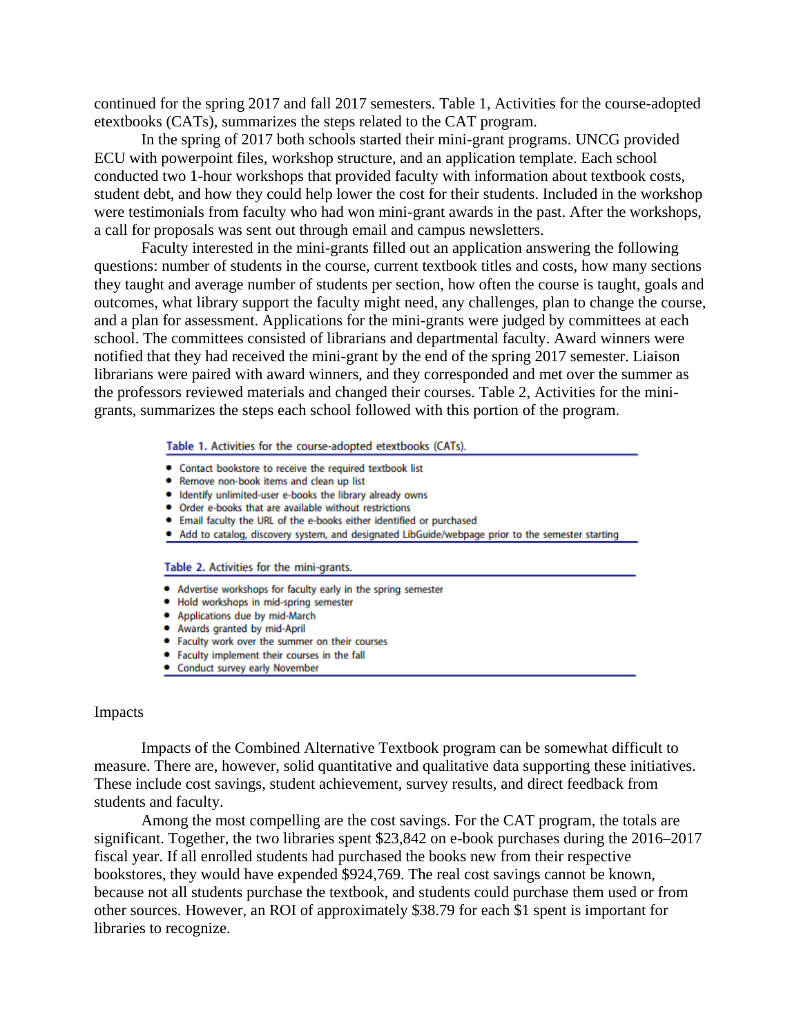continued for the spring 2017 and fall 2017 semesters. Table 1, Activities for the course-adopted etextbooks (CATs), summarizes the steps related to the CAT program.

In the spring of 2017 both schools started their mini-grant programs. UNCG provided ECU with powerpoint files, workshop structure, and an application template. Each school conducted two 1-hour workshops that provided faculty with information about textbook costs, student debt, and how they could help lower the cost for their students. Included in the workshop were testimonials from faculty who had won mini-grant awards in the past. After the workshops, a call for proposals was sent out through email and campus newsletters.

Faculty interested in the mini-grants filled out an application answering the following questions: number of students in the course, current textbook titles and costs, how many sections they taught and average number of students per section, how often the course is taught, goals and outcomes, what library support the faculty might need, any challenges, plan to change the course, and a plan for assessment. Applications for the mini-grants were judged by committees at each school. The committees consisted of librarians and departmental faculty. Award winners were notified that they had received the mini-grant by the end of the spring 2017 semester. Liaison librarians were paired with award winners, and they corresponded and met over the summer as the professors reviewed materials and changed their courses. Table 2, Activities for the mini-grants, summarizes the steps each school followed with this portion of the program.

**Table 1.** Activities for the course-adopted etextbooks (CATs).

- Contact bookstore to receive the required textbook list
- Remove non-book items and clean up list
- Identify unlimited-user e-books the library already owns
- Order e-books that are available without restrictions
- Email faculty the URL of the e-books either identified or purchased
- Add to catalog, discovery system, and designated LibGuide/webpage prior to the semester starting

**Table 2.** Activities for the mini-grants.

- Advertise workshops for faculty early in the spring semester
- Hold workshops in mid-spring semester
- Applications due by mid-March
- Awards granted by mid-April
- Faculty work over the summer on their courses
- Faculty implement their courses in the fall
- Conduct survey early November

## Impacts

Impacts of the Combined Alternative Textbook program can be somewhat difficult to measure. There are, however, solid quantitative and qualitative data supporting these initiatives. These include cost savings, student achievement, survey results, and direct feedback from students and faculty.

Among the most compelling are the cost savings. For the CAT program, the totals are significant. Together, the two libraries spent $23,842 on e-book purchases during the 2016–2017 fiscal year. If all enrolled students had purchased the books new from their respective bookstores, they would have expended $924,769. The real cost savings cannot be known, because not all students purchase the textbook, and students could purchase them used or from other sources. However, an ROI of approximately $38.79 for each $1 spent is important for libraries to recognize.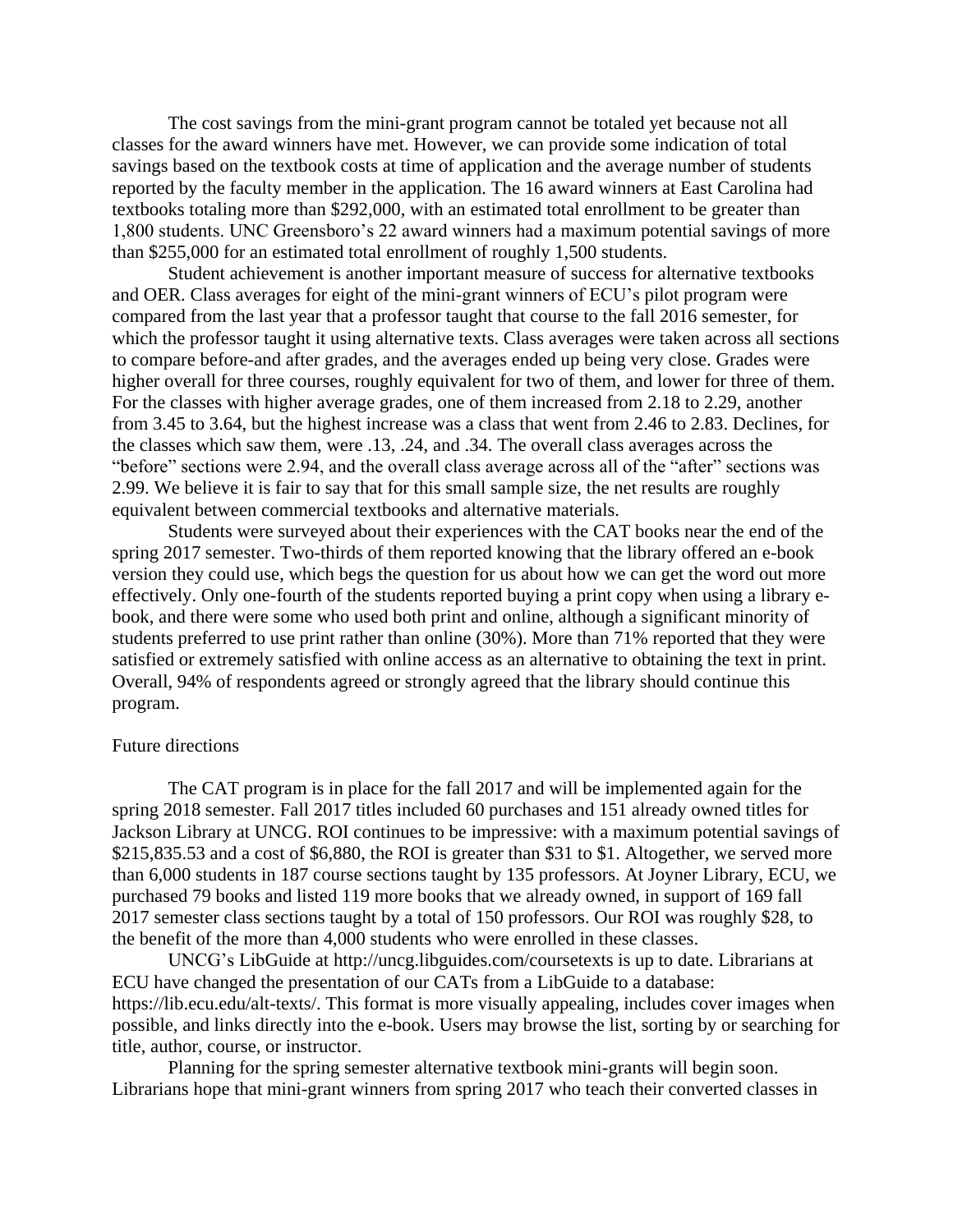The cost savings from the mini-grant program cannot be totaled yet because not all classes for the award winners have met. However, we can provide some indication of total savings based on the textbook costs at time of application and the average number of students reported by the faculty member in the application. The 16 award winners at East Carolina had textbooks totaling more than $292,000, with an estimated total enrollment to be greater than 1,800 students. UNC Greensboro's 22 award winners had a maximum potential savings of more than $255,000 for an estimated total enrollment of roughly 1,500 students.

Student achievement is another important measure of success for alternative textbooks and OER. Class averages for eight of the mini-grant winners of ECU's pilot program were compared from the last year that a professor taught that course to the fall 2016 semester, for which the professor taught it using alternative texts. Class averages were taken across all sections to compare before-and after grades, and the averages ended up being very close. Grades were higher overall for three courses, roughly equivalent for two of them, and lower for three of them. For the classes with higher average grades, one of them increased from 2.18 to 2.29, another from 3.45 to 3.64, but the highest increase was a class that went from 2.46 to 2.83. Declines, for the classes which saw them, were .13, .24, and .34. The overall class averages across the "before" sections were 2.94, and the overall class average across all of the "after" sections was 2.99. We believe it is fair to say that for this small sample size, the net results are roughly equivalent between commercial textbooks and alternative materials.

Students were surveyed about their experiences with the CAT books near the end of the spring 2017 semester. Two-thirds of them reported knowing that the library offered an e-book version they could use, which begs the question for us about how we can get the word out more effectively. Only one-fourth of the students reported buying a print copy when using a library e-book, and there were some who used both print and online, although a significant minority of students preferred to use print rather than online (30%). More than 71% reported that they were satisfied or extremely satisfied with online access as an alternative to obtaining the text in print. Overall, 94% of respondents agreed or strongly agreed that the library should continue this program.

## Future directions

The CAT program is in place for the fall 2017 and will be implemented again for the spring 2018 semester. Fall 2017 titles included 60 purchases and 151 already owned titles for Jackson Library at UNCG. ROI continues to be impressive: with a maximum potential savings of $215,835.53 and a cost of $6,880, the ROI is greater than $31 to $1. Altogether, we served more than 6,000 students in 187 course sections taught by 135 professors. At Joyner Library, ECU, we purchased 79 books and listed 119 more books that we already owned, in support of 169 fall 2017 semester class sections taught by a total of 150 professors. Our ROI was roughly $28, to the benefit of the more than 4,000 students who were enrolled in these classes.

UNCG's LibGuide at http://uncg.libguides.com/coursetexts is up to date. Librarians at ECU have changed the presentation of our CATs from a LibGuide to a database: https://lib.ecu.edu/alt-texts/. This format is more visually appealing, includes cover images when possible, and links directly into the e-book. Users may browse the list, sorting by or searching for title, author, course, or instructor.

Planning for the spring semester alternative textbook mini-grants will begin soon. Librarians hope that mini-grant winners from spring 2017 who teach their converted classes in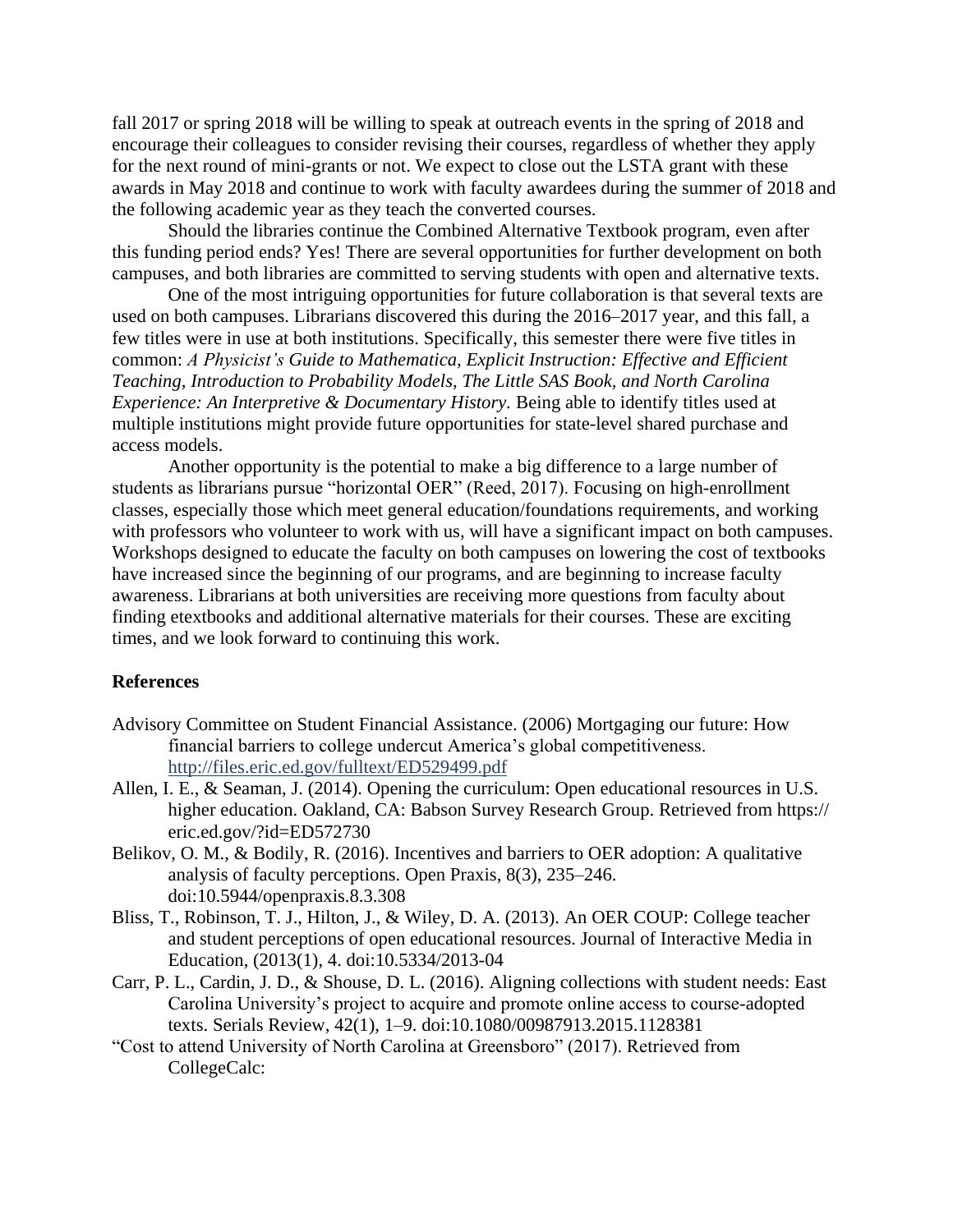fall 2017 or spring 2018 will be willing to speak at outreach events in the spring of 2018 and encourage their colleagues to consider revising their courses, regardless of whether they apply for the next round of mini-grants or not. We expect to close out the LSTA grant with these awards in May 2018 and continue to work with faculty awardees during the summer of 2018 and the following academic year as they teach the converted courses.

Should the libraries continue the Combined Alternative Textbook program, even after this funding period ends? Yes! There are several opportunities for further development on both campuses, and both libraries are committed to serving students with open and alternative texts.

One of the most intriguing opportunities for future collaboration is that several texts are used on both campuses. Librarians discovered this during the 2016–2017 year, and this fall, a few titles were in use at both institutions. Specifically, this semester there were five titles in common: *A Physicist's Guide to Mathematica, Explicit Instruction: Effective and Efficient Teaching, Introduction to Probability Models, The Little SAS Book*, and *North Carolina Experience: An Interpretive & Documentary History*. Being able to identify titles used at multiple institutions might provide future opportunities for state-level shared purchase and access models.

Another opportunity is the potential to make a big difference to a large number of students as librarians pursue "horizontal OER" (Reed, 2017). Focusing on high-enrollment classes, especially those which meet general education/foundations requirements, and working with professors who volunteer to work with us, will have a significant impact on both campuses. Workshops designed to educate the faculty on both campuses on lowering the cost of textbooks have increased since the beginning of our programs, and are beginning to increase faculty awareness. Librarians at both universities are receiving more questions from faculty about finding etextbooks and additional alternative materials for their courses. These are exciting times, and we look forward to continuing this work.

## References

Advisory Committee on Student Financial Assistance. (2006) Mortgaging our future: How financial barriers to college undercut America's global competitiveness. http://files.eric.ed.gov/fulltext/ED529499.pdf

Allen, I. E., & Seaman, J. (2014). Opening the curriculum: Open educational resources in U.S. higher education. Oakland, CA: Babson Survey Research Group. Retrieved from https://eric.ed.gov/?id=ED572730

Belikov, O. M., & Bodily, R. (2016). Incentives and barriers to OER adoption: A qualitative analysis of faculty perceptions. Open Praxis, 8(3), 235–246. doi:10.5944/openpraxis.8.3.308

Bliss, T., Robinson, T. J., Hilton, J., & Wiley, D. A. (2013). An OER COUP: College teacher and student perceptions of open educational resources. Journal of Interactive Media in Education, (2013(1), 4. doi:10.5334/2013-04

Carr, P. L., Cardin, J. D., & Shouse, D. L. (2016). Aligning collections with student needs: East Carolina University's project to acquire and promote online access to course-adopted texts. Serials Review, 42(1), 1–9. doi:10.1080/00987913.2015.1128381

"Cost to attend University of North Carolina at Greensboro" (2017). Retrieved from CollegeCalc: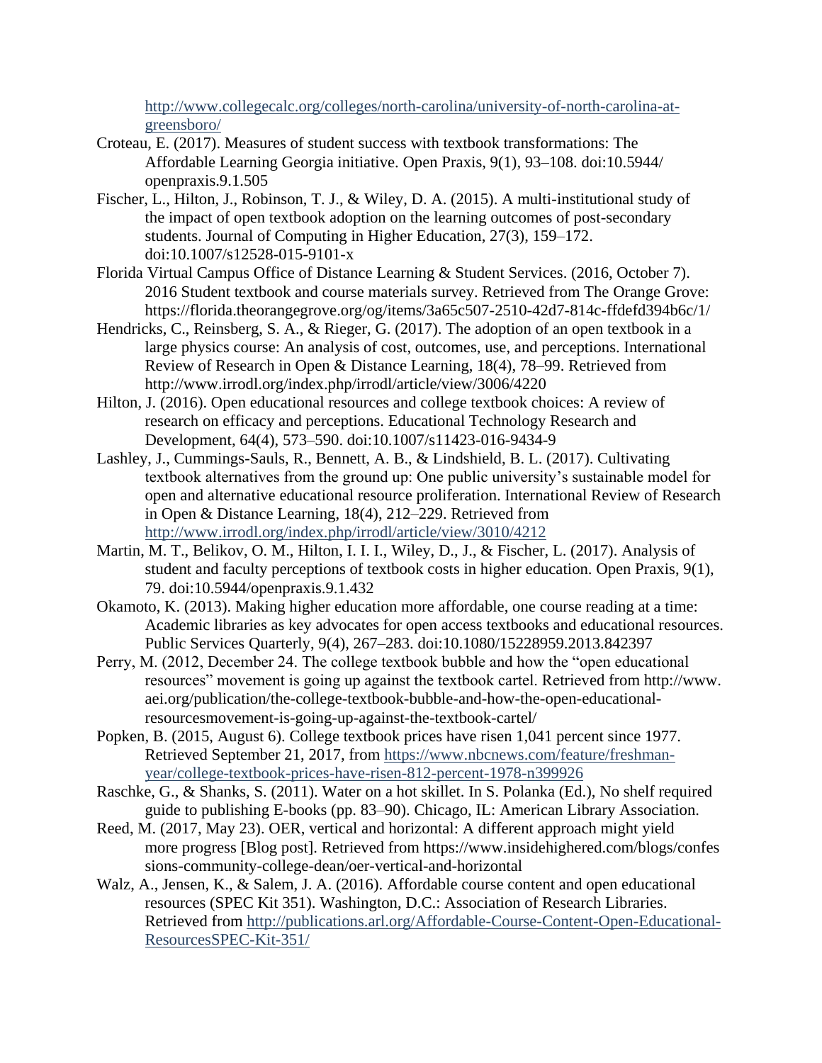http://www.collegecalc.org/colleges/north-carolina/university-of-north-carolina-at-greensboro/

Croteau, E. (2017). Measures of student success with textbook transformations: The Affordable Learning Georgia initiative. Open Praxis, 9(1), 93–108. doi:10.5944/openpraxis.9.1.505

Fischer, L., Hilton, J., Robinson, T. J., & Wiley, D. A. (2015). A multi-institutional study of the impact of open textbook adoption on the learning outcomes of post-secondary students. Journal of Computing in Higher Education, 27(3), 159–172. doi:10.1007/s12528-015-9101-x

Florida Virtual Campus Office of Distance Learning & Student Services. (2016, October 7). 2016 Student textbook and course materials survey. Retrieved from The Orange Grove: https://florida.theorangegrove.org/og/items/3a65c507-2510-42d7-814c-ffdefd394b6c/1/

Hendricks, C., Reinsberg, S. A., & Rieger, G. (2017). The adoption of an open textbook in a large physics course: An analysis of cost, outcomes, use, and perceptions. International Review of Research in Open & Distance Learning, 18(4), 78–99. Retrieved from http://www.irrodl.org/index.php/irrodl/article/view/3006/4220

Hilton, J. (2016). Open educational resources and college textbook choices: A review of research on efficacy and perceptions. Educational Technology Research and Development, 64(4), 573–590. doi:10.1007/s11423-016-9434-9

Lashley, J., Cummings-Sauls, R., Bennett, A. B., & Lindshield, B. L. (2017). Cultivating textbook alternatives from the ground up: One public university's sustainable model for open and alternative educational resource proliferation. International Review of Research in Open & Distance Learning, 18(4), 212–229. Retrieved from http://www.irrodl.org/index.php/irrodl/article/view/3010/4212

Martin, M. T., Belikov, O. M., Hilton, I. I. I., Wiley, D., J., & Fischer, L. (2017). Analysis of student and faculty perceptions of textbook costs in higher education. Open Praxis, 9(1), 79. doi:10.5944/openpraxis.9.1.432

Okamoto, K. (2013). Making higher education more affordable, one course reading at a time: Academic libraries as key advocates for open access textbooks and educational resources. Public Services Quarterly, 9(4), 267–283. doi:10.1080/15228959.2013.842397

Perry, M. (2012, December 24. The college textbook bubble and how the "open educational resources" movement is going up against the textbook cartel. Retrieved from http://www.aei.org/publication/the-college-textbook-bubble-and-how-the-open-educational-resourcesmovement-is-going-up-against-the-textbook-cartel/

Popken, B. (2015, August 6). College textbook prices have risen 1,041 percent since 1977. Retrieved September 21, 2017, from https://www.nbcnews.com/feature/freshman-year/college-textbook-prices-have-risen-812-percent-1978-n399926

Raschke, G., & Shanks, S. (2011). Water on a hot skillet. In S. Polanka (Ed.), No shelf required guide to publishing E-books (pp. 83–90). Chicago, IL: American Library Association.

Reed, M. (2017, May 23). OER, vertical and horizontal: A different approach might yield more progress [Blog post]. Retrieved from https://www.insidehighered.com/blogs/confessions-community-college-dean/oer-vertical-and-horizontal

Walz, A., Jensen, K., & Salem, J. A. (2016). Affordable course content and open educational resources (SPEC Kit 351). Washington, D.C.: Association of Research Libraries. Retrieved from http://publications.arl.org/Affordable-Course-Content-Open-Educational-ResourcesSPEC-Kit-351/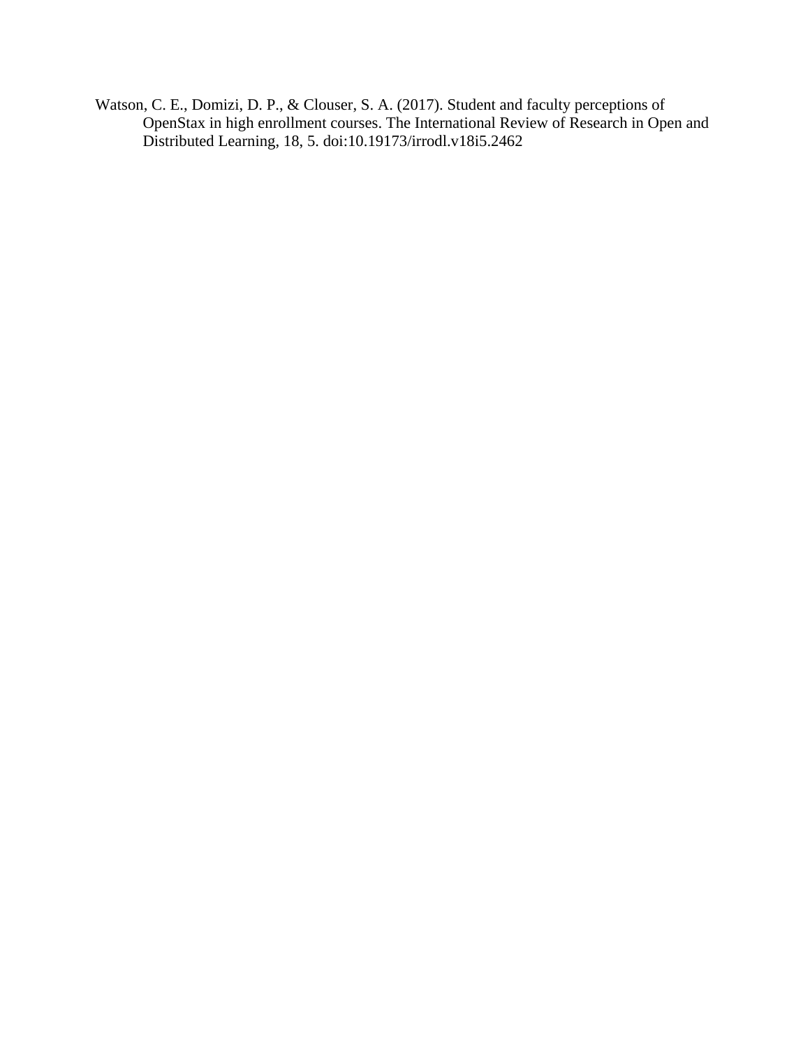Watson, C. E., Domizi, D. P., & Clouser, S. A. (2017). Student and faculty perceptions of OpenStax in high enrollment courses. The International Review of Research in Open and Distributed Learning, 18, 5. doi:10.19173/irrodl.v18i5.2462